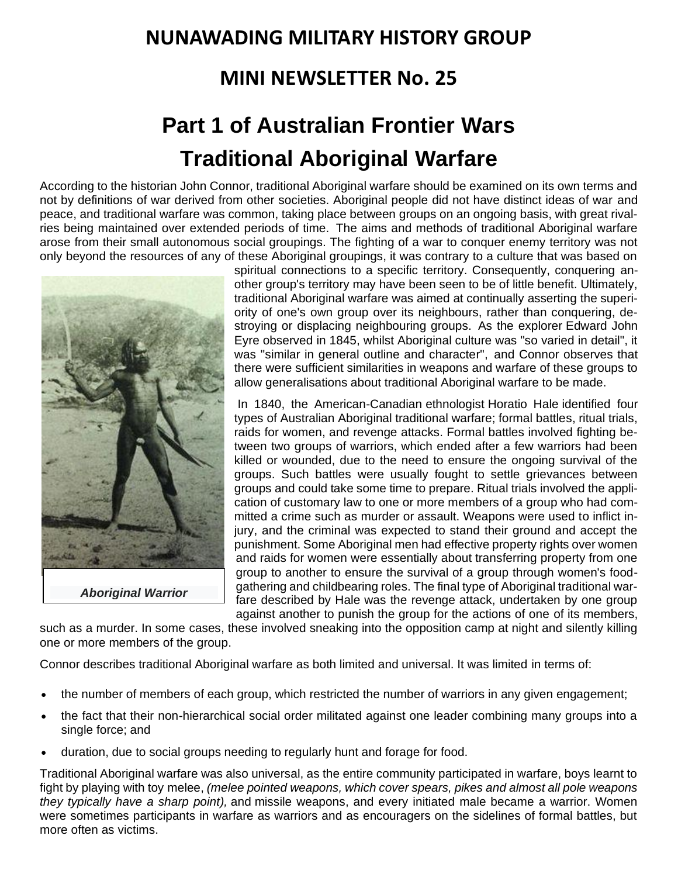# NUNAWADING MILITARY HISTORY GROUP

## MINI NEWSLETTER No. 25

# Part 1 of Australian Frontier Wars
# Traditional Aboriginal Warfare

According to the historian John Connor, traditional Aboriginal warfare should be examined on its own terms and not by definitions of war derived from other societies. Aboriginal people did not have distinct ideas of war and peace, and traditional warfare was common, taking place between groups on an ongoing basis, with great rivalries being maintained over extended periods of time. The aims and methods of traditional Aboriginal warfare arose from their small autonomous social groupings. The fighting of a war to conquer enemy territory was not only beyond the resources of any of these Aboriginal groupings, it was contrary to a culture that was based on spiritual connections to a specific territory. Consequently, conquering another group's territory may have been seen to be of little benefit. Ultimately, traditional Aboriginal warfare was aimed at continually asserting the superiority of one's own group over its neighbours, rather than conquering, destroying or displacing neighbouring groups. As the explorer Edward John Eyre observed in 1845, whilst Aboriginal culture was "so varied in detail", it was "similar in general outline and character", and Connor observes that there were sufficient similarities in weapons and warfare of these groups to allow generalisations about traditional Aboriginal warfare to be made.

***Aboriginal Warrior***

In 1840, the American-Canadian ethnologist Horatio Hale identified four types of Australian Aboriginal traditional warfare; formal battles, ritual trials, raids for women, and revenge attacks. Formal battles involved fighting between two groups of warriors, which ended after a few warriors had been killed or wounded, due to the need to ensure the ongoing survival of the groups. Such battles were usually fought to settle grievances between groups and could take some time to prepare. Ritual trials involved the application of customary law to one or more members of a group who had committed a crime such as murder or assault. Weapons were used to inflict injury, and the criminal was expected to stand their ground and accept the punishment. Some Aboriginal men had effective property rights over women and raids for women were essentially about transferring property from one group to another to ensure the survival of a group through women's food-gathering and childbearing roles. The final type of Aboriginal traditional warfare described by Hale was the revenge attack, undertaken by one group against another to punish the group for the actions of one of its members, such as a murder. In some cases, these involved sneaking into the opposition camp at night and silently killing one or more members of the group.

Connor describes traditional Aboriginal warfare as both limited and universal. It was limited in terms of:

- the number of members of each group, which restricted the number of warriors in any given engagement;
- the fact that their non-hierarchical social order militated against one leader combining many groups into a single force; and
- duration, due to social groups needing to regularly hunt and forage for food.

Traditional Aboriginal warfare was also universal, as the entire community participated in warfare, boys learnt to fight by playing with toy melee, *(melee pointed weapons, which cover spears, pikes and almost all pole weapons they typically have a sharp point),* and missile weapons, and every initiated male became a warrior. Women were sometimes participants in warfare as warriors and as encouragers on the sidelines of formal battles, but more often as victims.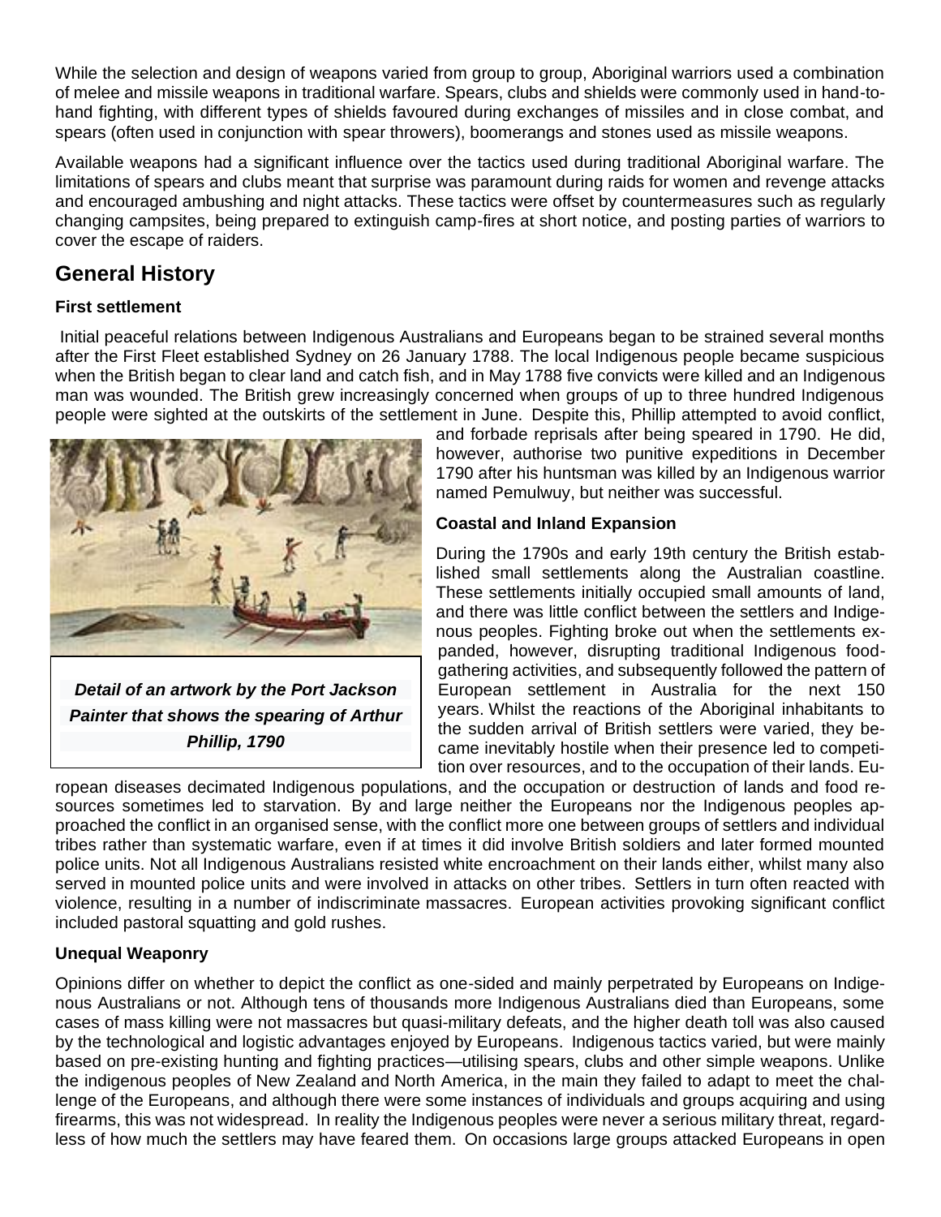While the selection and design of weapons varied from group to group, Aboriginal warriors used a combination of melee and missile weapons in traditional warfare. Spears, clubs and shields were commonly used in hand-to-hand fighting, with different types of shields favoured during exchanges of missiles and in close combat, and spears (often used in conjunction with spear throwers), boomerangs and stones used as missile weapons.

Available weapons had a significant influence over the tactics used during traditional Aboriginal warfare. The limitations of spears and clubs meant that surprise was paramount during raids for women and revenge attacks and encouraged ambushing and night attacks. These tactics were offset by countermeasures such as regularly changing campsites, being prepared to extinguish camp-fires at short notice, and posting parties of warriors to cover the escape of raiders.

## General History

### First settlement

Initial peaceful relations between Indigenous Australians and Europeans began to be strained several months after the First Fleet established Sydney on 26 January 1788. The local Indigenous people became suspicious when the British began to clear land and catch fish, and in May 1788 five convicts were killed and an Indigenous man was wounded. The British grew increasingly concerned when groups of up to three hundred Indigenous people were sighted at the outskirts of the settlement in June. Despite this, Phillip attempted to avoid conflict, and forbade reprisals after being speared in 1790. He did, however, authorise two punitive expeditions in December 1790 after his huntsman was killed by an Indigenous warrior named Pemulwuy, but neither was successful.

***Detail of an artwork by the Port Jackson Painter that shows the spearing of Arthur Phillip, 1790***

### Coastal and Inland Expansion

During the 1790s and early 19th century the British established small settlements along the Australian coastline. These settlements initially occupied small amounts of land, and there was little conflict between the settlers and Indigenous peoples. Fighting broke out when the settlements expanded, however, disrupting traditional Indigenous food-gathering activities, and subsequently followed the pattern of European settlement in Australia for the next 150 years. Whilst the reactions of the Aboriginal inhabitants to the sudden arrival of British settlers were varied, they became inevitably hostile when their presence led to competition over resources, and to the occupation of their lands. European diseases decimated Indigenous populations, and the occupation or destruction of lands and food resources sometimes led to starvation. By and large neither the Europeans nor the Indigenous peoples approached the conflict in an organised sense, with the conflict more one between groups of settlers and individual tribes rather than systematic warfare, even if at times it did involve British soldiers and later formed mounted police units. Not all Indigenous Australians resisted white encroachment on their lands either, whilst many also served in mounted police units and were involved in attacks on other tribes. Settlers in turn often reacted with violence, resulting in a number of indiscriminate massacres. European activities provoking significant conflict included pastoral squatting and gold rushes.

### Unequal Weaponry

Opinions differ on whether to depict the conflict as one-sided and mainly perpetrated by Europeans on Indigenous Australians or not. Although tens of thousands more Indigenous Australians died than Europeans, some cases of mass killing were not massacres but quasi-military defeats, and the higher death toll was also caused by the technological and logistic advantages enjoyed by Europeans. Indigenous tactics varied, but were mainly based on pre-existing hunting and fighting practices—utilising spears, clubs and other simple weapons. Unlike the indigenous peoples of New Zealand and North America, in the main they failed to adapt to meet the challenge of the Europeans, and although there were some instances of individuals and groups acquiring and using firearms, this was not widespread. In reality the Indigenous peoples were never a serious military threat, regardless of how much the settlers may have feared them. On occasions large groups attacked Europeans in open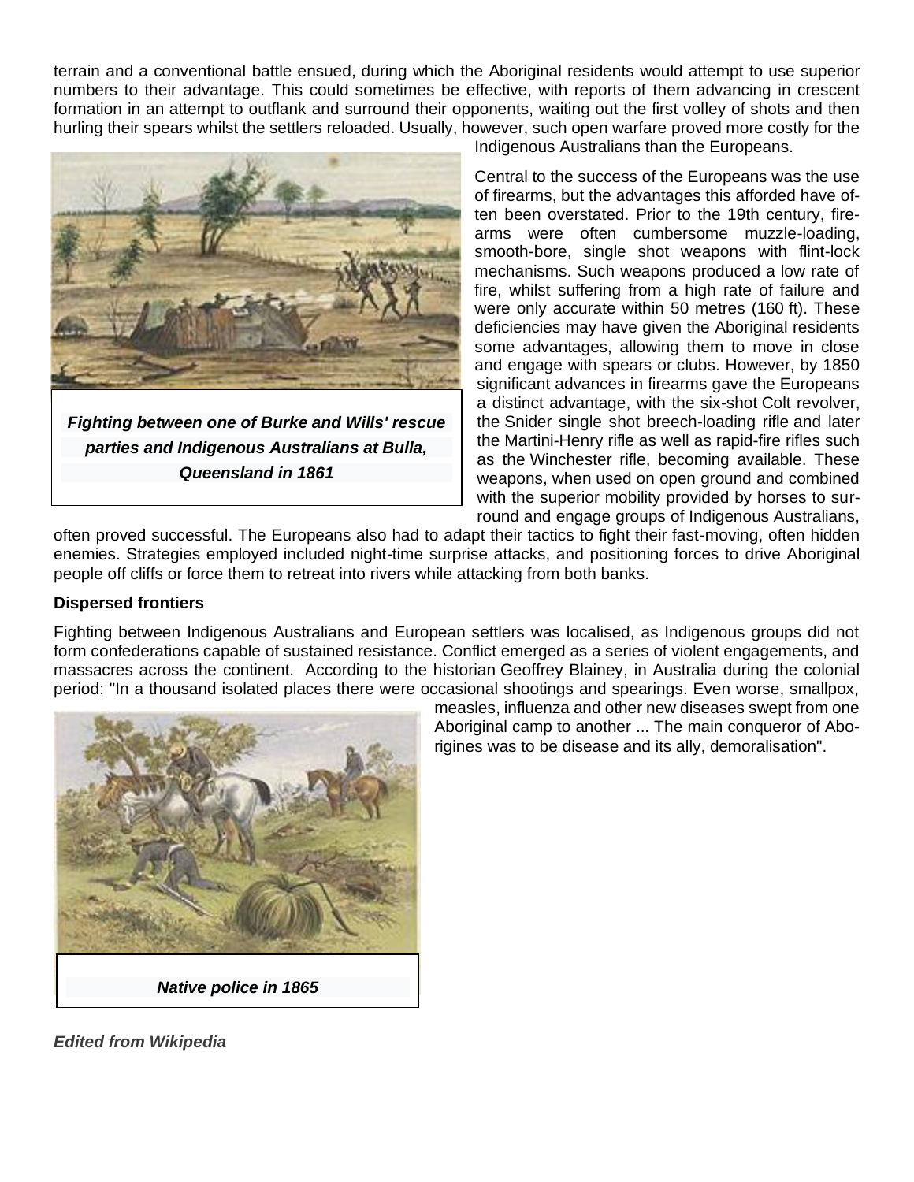terrain and a conventional battle ensued, during which the Aboriginal residents would attempt to use superior numbers to their advantage. This could sometimes be effective, with reports of them advancing in crescent formation in an attempt to outflank and surround their opponents, waiting out the first volley of shots and then hurling their spears whilst the settlers reloaded. Usually, however, such open warfare proved more costly for the Indigenous Australians than the Europeans.

***Fighting between one of Burke and Wills' rescue parties and Indigenous Australians at Bulla, Queensland in 1861***

Central to the success of the Europeans was the use of firearms, but the advantages this afforded have often been overstated. Prior to the 19th century, firearms were often cumbersome muzzle-loading, smooth-bore, single shot weapons with flint-lock mechanisms. Such weapons produced a low rate of fire, whilst suffering from a high rate of failure and were only accurate within 50 metres (160 ft). These deficiencies may have given the Aboriginal residents some advantages, allowing them to move in close and engage with spears or clubs. However, by 1850 significant advances in firearms gave the Europeans a distinct advantage, with the six-shot Colt revolver, the Snider single shot breech-loading rifle and later the Martini-Henry rifle as well as rapid-fire rifles such as the Winchester rifle, becoming available. These weapons, when used on open ground and combined with the superior mobility provided by horses to surround and engage groups of Indigenous Australians, often proved successful. The Europeans also had to adapt their tactics to fight their fast-moving, often hidden enemies. Strategies employed included night-time surprise attacks, and positioning forces to drive Aboriginal people off cliffs or force them to retreat into rivers while attacking from both banks.

**Dispersed frontiers**

Fighting between Indigenous Australians and European settlers was localised, as Indigenous groups did not form confederations capable of sustained resistance. Conflict emerged as a series of violent engagements, and massacres across the continent. According to the historian Geoffrey Blainey, in Australia during the colonial period: "In a thousand isolated places there were occasional shootings and spearings. Even worse, smallpox, measles, influenza and other new diseases swept from one Aboriginal camp to another ... The main conqueror of Aborigines was to be disease and its ally, demoralisation".

***Native police in 1865***

***Edited from Wikipedia***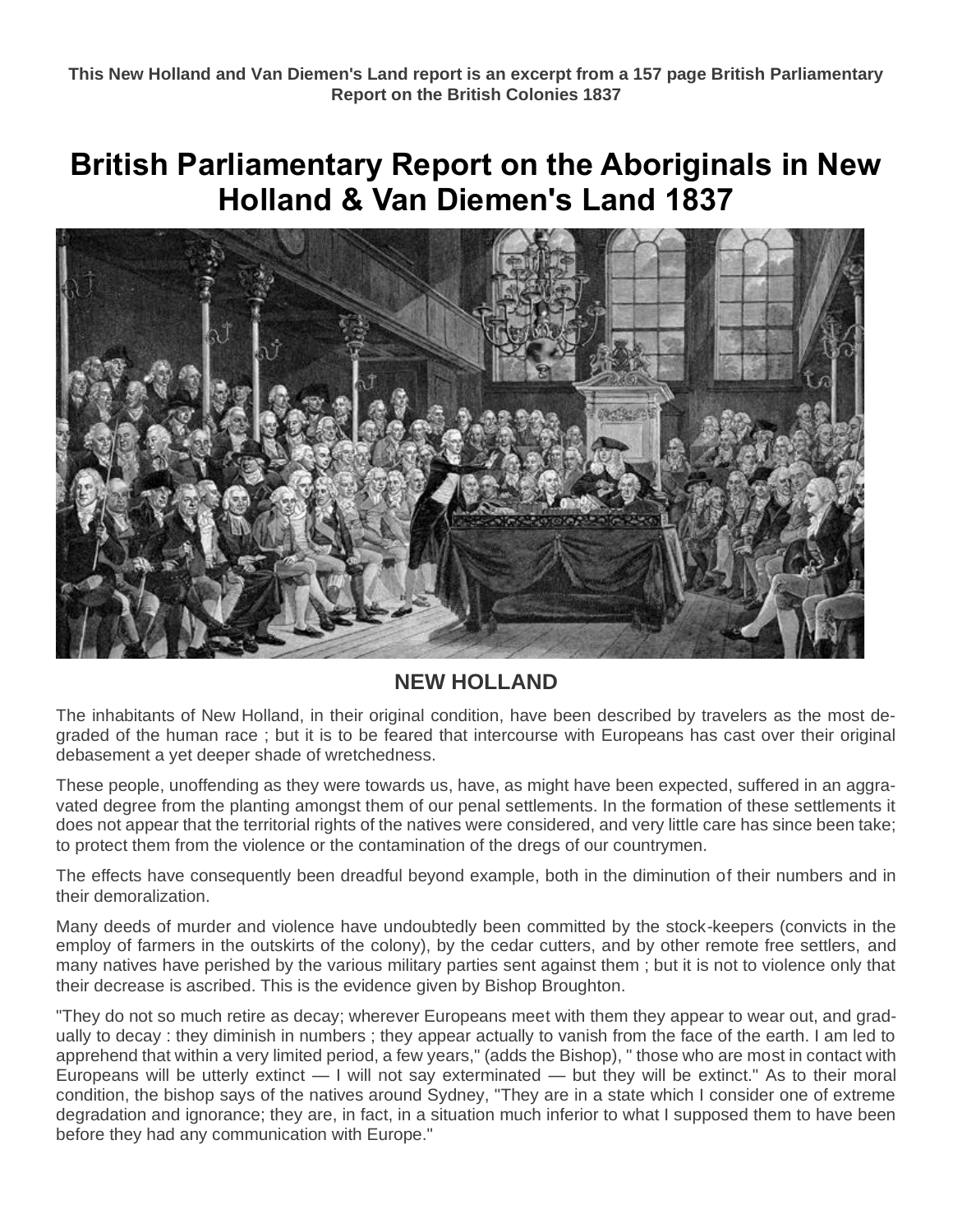**This New Holland and Van Diemen's Land report is an excerpt from a 157 page British Parliamentary Report on the British Colonies 1837**

# British Parliamentary Report on the Aboriginals in New Holland & Van Diemen's Land 1837

## NEW HOLLAND

The inhabitants of New Holland, in their original condition, have been described by travelers as the most degraded of the human race ; but it is to be feared that intercourse with Europeans has cast over their original debasement a yet deeper shade of wretchedness.

These people, unoffending as they were towards us, have, as might have been expected, suffered in an aggravated degree from the planting amongst them of our penal settlements. In the formation of these settlements it does not appear that the territorial rights of the natives were considered, and very little care has since been take; to protect them from the violence or the contamination of the dregs of our countrymen.

The effects have consequently been dreadful beyond example, both in the diminution of their numbers and in their demoralization.

Many deeds of murder and violence have undoubtedly been committed by the stock-keepers (convicts in the employ of farmers in the outskirts of the colony), by the cedar cutters, and by other remote free settlers, and many natives have perished by the various military parties sent against them ; but it is not to violence only that their decrease is ascribed. This is the evidence given by Bishop Broughton.

"They do not so much retire as decay; wherever Europeans meet with them they appear to wear out, and gradually to decay : they diminish in numbers ; they appear actually to vanish from the face of the earth. I am led to apprehend that within a very limited period, a few years," (adds the Bishop), " those who are most in contact with Europeans will be utterly extinct — I will not say exterminated — but they will be extinct." As to their moral condition, the bishop says of the natives around Sydney, "They are in a state which I consider one of extreme degradation and ignorance; they are, in fact, in a situation much inferior to what I supposed them to have been before they had any communication with Europe."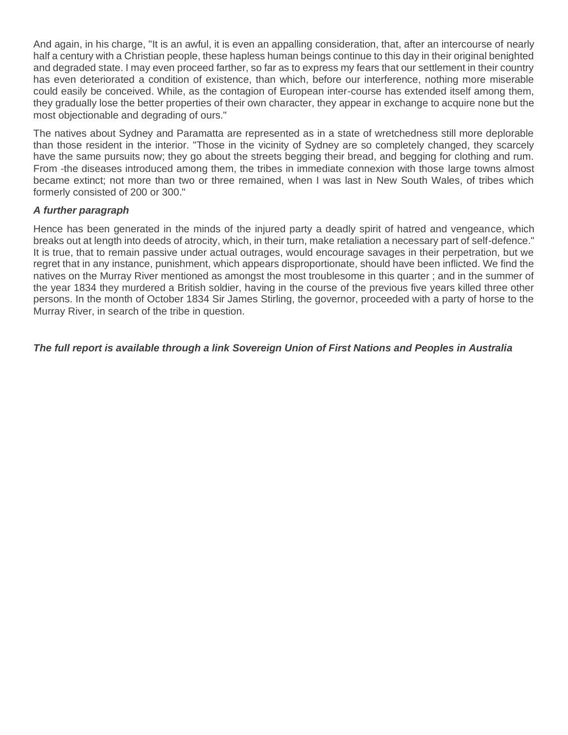And again, in his charge, "It is an awful, it is even an appalling consideration, that, after an intercourse of nearly half a century with a Christian people, these hapless human beings continue to this day in their original benighted and degraded state. I may even proceed farther, so far as to express my fears that our settlement in their country has even deteriorated a condition of existence, than which, before our interference, nothing more miserable could easily be conceived. While, as the contagion of European inter-course has extended itself among them, they gradually lose the better properties of their own character, they appear in exchange to acquire none but the most objectionable and degrading of ours."

The natives about Sydney and Paramatta are represented as in a state of wretchedness still more deplorable than those resident in the interior. "Those in the vicinity of Sydney are so completely changed, they scarcely have the same pursuits now; they go about the streets begging their bread, and begging for clothing and rum. From -the diseases introduced among them, the tribes in immediate connexion with those large towns almost became extinct; not more than two or three remained, when I was last in New South Wales, of tribes which formerly consisted of 200 or 300."

***A further paragraph***

Hence has been generated in the minds of the injured party a deadly spirit of hatred and vengeance, which breaks out at length into deeds of atrocity, which, in their turn, make retaliation a necessary part of self-defence." It is true, that to remain passive under actual outrages, would encourage savages in their perpetration, but we regret that in any instance, punishment, which appears disproportionate, should have been inflicted. We find the natives on the Murray River mentioned as amongst the most troublesome in this quarter ; and in the summer of the year 1834 they murdered a British soldier, having in the course of the previous five years killed three other persons. In the month of October 1834 Sir James Stirling, the governor, proceeded with a party of horse to the Murray River, in search of the tribe in question.

***The full report is available through a link Sovereign Union of First Nations and Peoples in Australia***